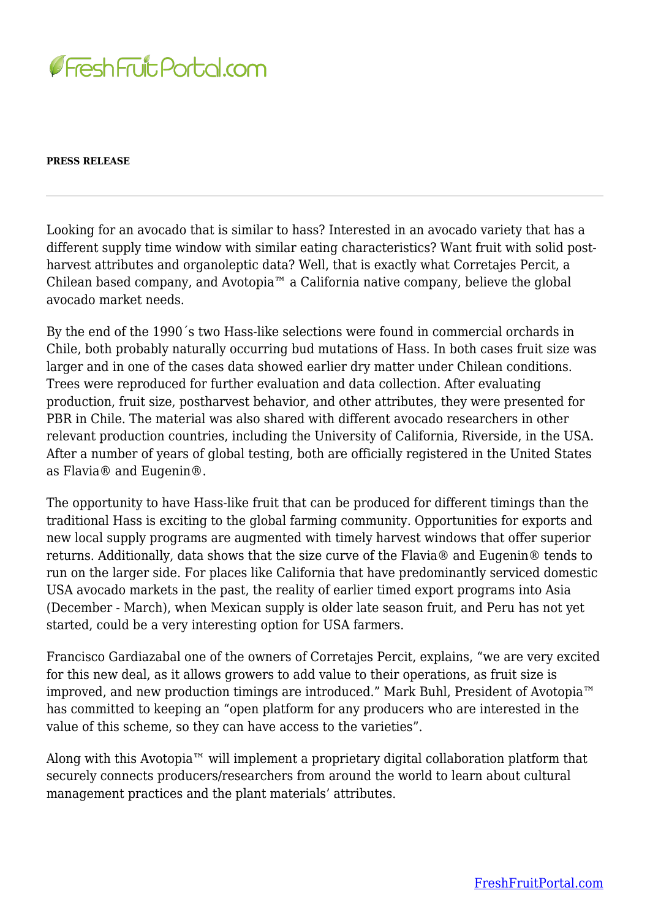**PRESS RELEASE**

---

Looking for an avocado that is similar to hass? Interested in an avocado variety that has a different supply time window with similar eating characteristics? Want fruit with solid post-harvest attributes and organoleptic data? Well, that is exactly what Corretajes Percit, a Chilean based company, and Avotopia™ a California native company, believe the global avocado market needs.

By the end of the 1990´s two Hass-like selections were found in commercial orchards in Chile, both probably naturally occurring bud mutations of Hass. In both cases fruit size was larger and in one of the cases data showed earlier dry matter under Chilean conditions. Trees were reproduced for further evaluation and data collection. After evaluating production, fruit size, postharvest behavior, and other attributes, they were presented for PBR in Chile. The material was also shared with different avocado researchers in other relevant production countries, including the University of California, Riverside, in the USA. After a number of years of global testing, both are officially registered in the United States as Flavia® and Eugenin®.

The opportunity to have Hass-like fruit that can be produced for different timings than the traditional Hass is exciting to the global farming community. Opportunities for exports and new local supply programs are augmented with timely harvest windows that offer superior returns. Additionally, data shows that the size curve of the Flavia® and Eugenin® tends to run on the larger side. For places like California that have predominantly serviced domestic USA avocado markets in the past, the reality of earlier timed export programs into Asia (December - March), when Mexican supply is older late season fruit, and Peru has not yet started, could be a very interesting option for USA farmers.

Francisco Gardiazabal one of the owners of Corretajes Percit, explains, "we are very excited for this new deal, as it allows growers to add value to their operations, as fruit size is improved, and new production timings are introduced." Mark Buhl, President of Avotopia™ has committed to keeping an "open platform for any producers who are interested in the value of this scheme, so they can have access to the varieties".

Along with this Avotopia™ will implement a proprietary digital collaboration platform that securely connects producers/researchers from around the world to learn about cultural management practices and the plant materials' attributes.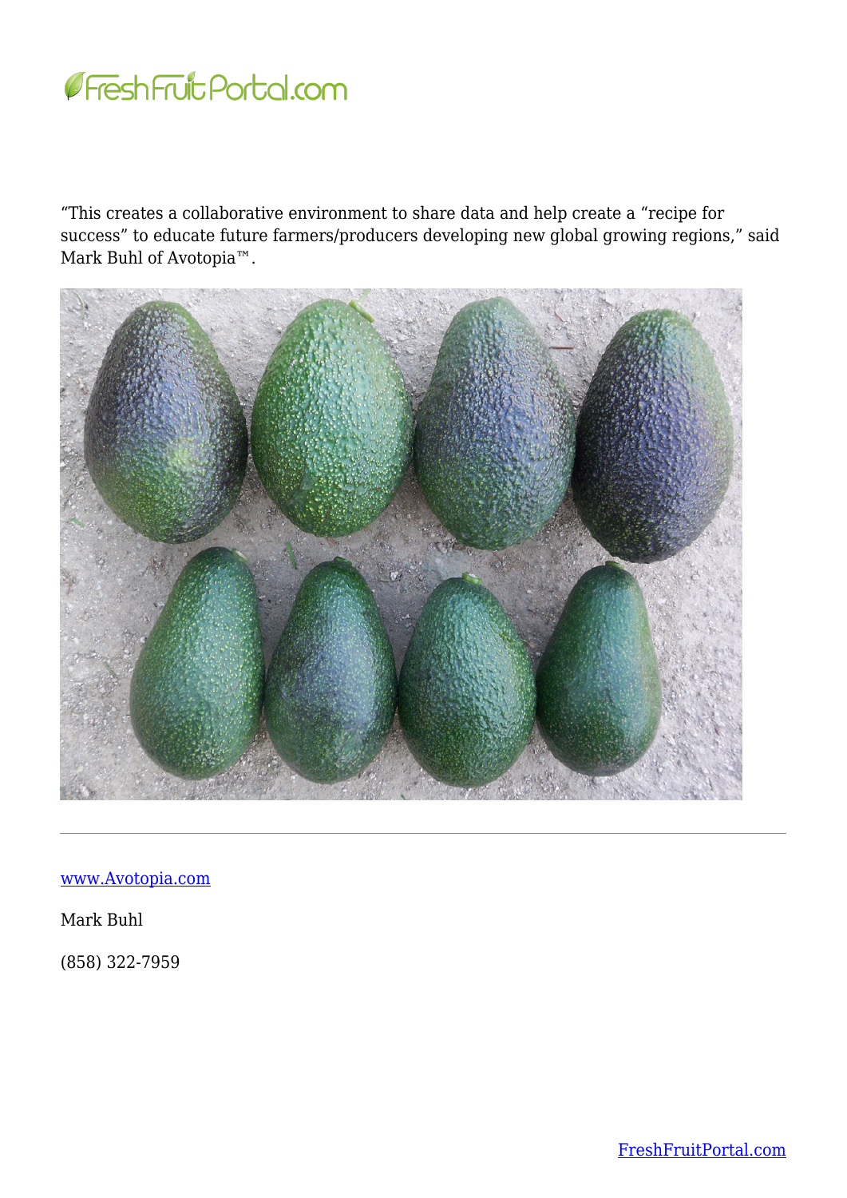"This creates a collaborative environment to share data and help create a "recipe for success" to educate future farmers/producers developing new global growing regions," said Mark Buhl of Avotopia™.

---

www.Avotopia.com

Mark Buhl

(858) 322-7959